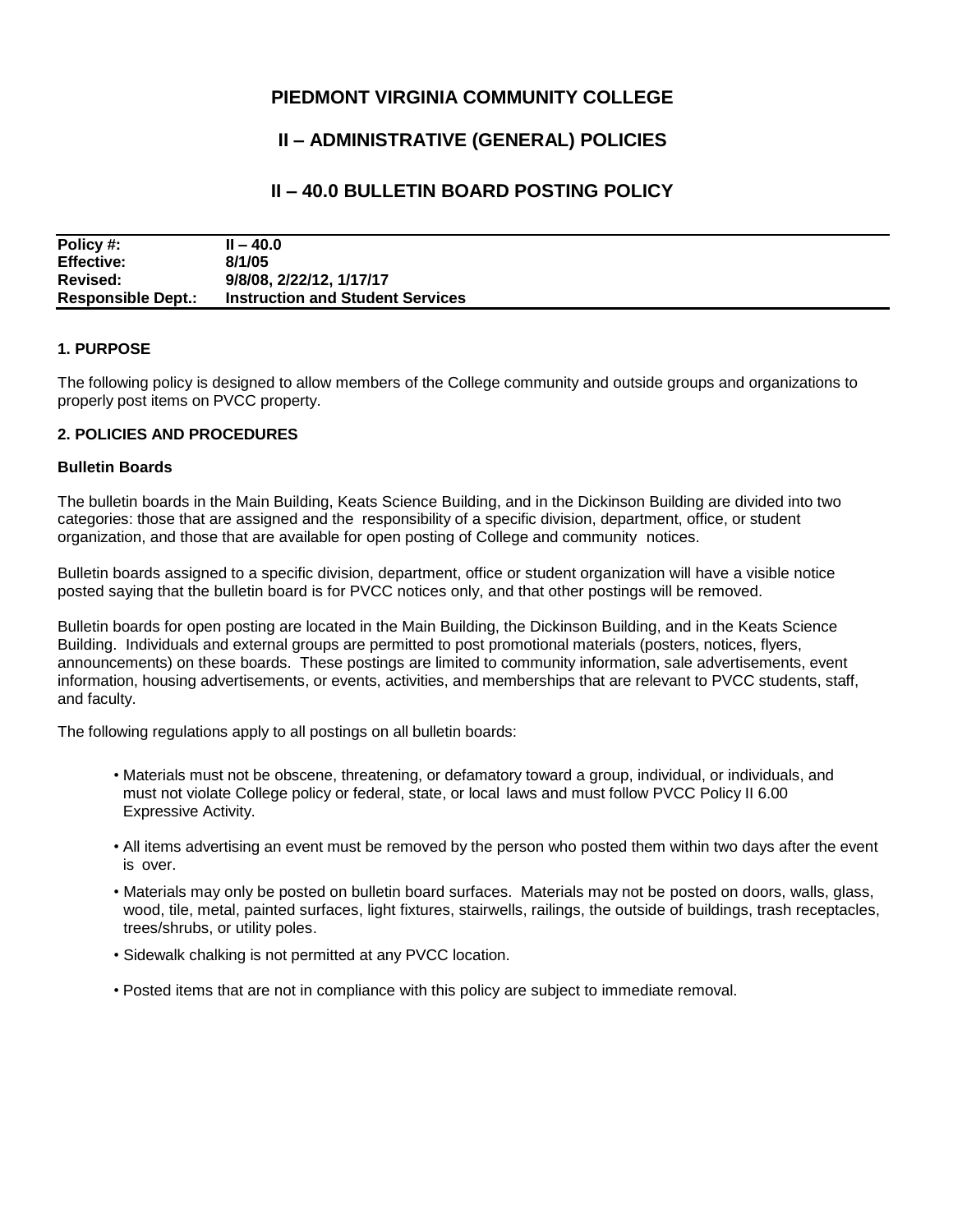# PIEDMONT VIRGINIA COMMUNITY COLLEGE

## II – ADMINISTRATIVE (GENERAL) POLICIES

## II – 40.0 BULLETIN BOARD POSTING POLICY

| **Policy #:** | **II – 40.0** |
|---|---|
| **Effective:** | **8/1/05** |
| **Revised:** | **9/8/08, 2/22/12, 1/17/17** |
| **Responsible Dept.:** | **Instruction and Student Services** |

### 1. PURPOSE

The following policy is designed to allow members of the College community and outside groups and organizations to properly post items on PVCC property.

### 2. POLICIES AND PROCEDURES

#### Bulletin Boards

The bulletin boards in the Main Building, Keats Science Building, and in the Dickinson Building are divided into two categories: those that are assigned and the responsibility of a specific division, department, office, or student organization, and those that are available for open posting of College and community notices.

Bulletin boards assigned to a specific division, department, office or student organization will have a visible notice posted saying that the bulletin board is for PVCC notices only, and that other postings will be removed.

Bulletin boards for open posting are located in the Main Building, the Dickinson Building, and in the Keats Science Building. Individuals and external groups are permitted to post promotional materials (posters, notices, flyers, announcements) on these boards. These postings are limited to community information, sale advertisements, event information, housing advertisements, or events, activities, and memberships that are relevant to PVCC students, staff, and faculty.

The following regulations apply to all postings on all bulletin boards:

- Materials must not be obscene, threatening, or defamatory toward a group, individual, or individuals, and must not violate College policy or federal, state, or local laws and must follow PVCC Policy II 6.00 Expressive Activity.
- All items advertising an event must be removed by the person who posted them within two days after the event is over.
- Materials may only be posted on bulletin board surfaces. Materials may not be posted on doors, walls, glass, wood, tile, metal, painted surfaces, light fixtures, stairwells, railings, the outside of buildings, trash receptacles, trees/shrubs, or utility poles.
- Sidewalk chalking is not permitted at any PVCC location.
- Posted items that are not in compliance with this policy are subject to immediate removal.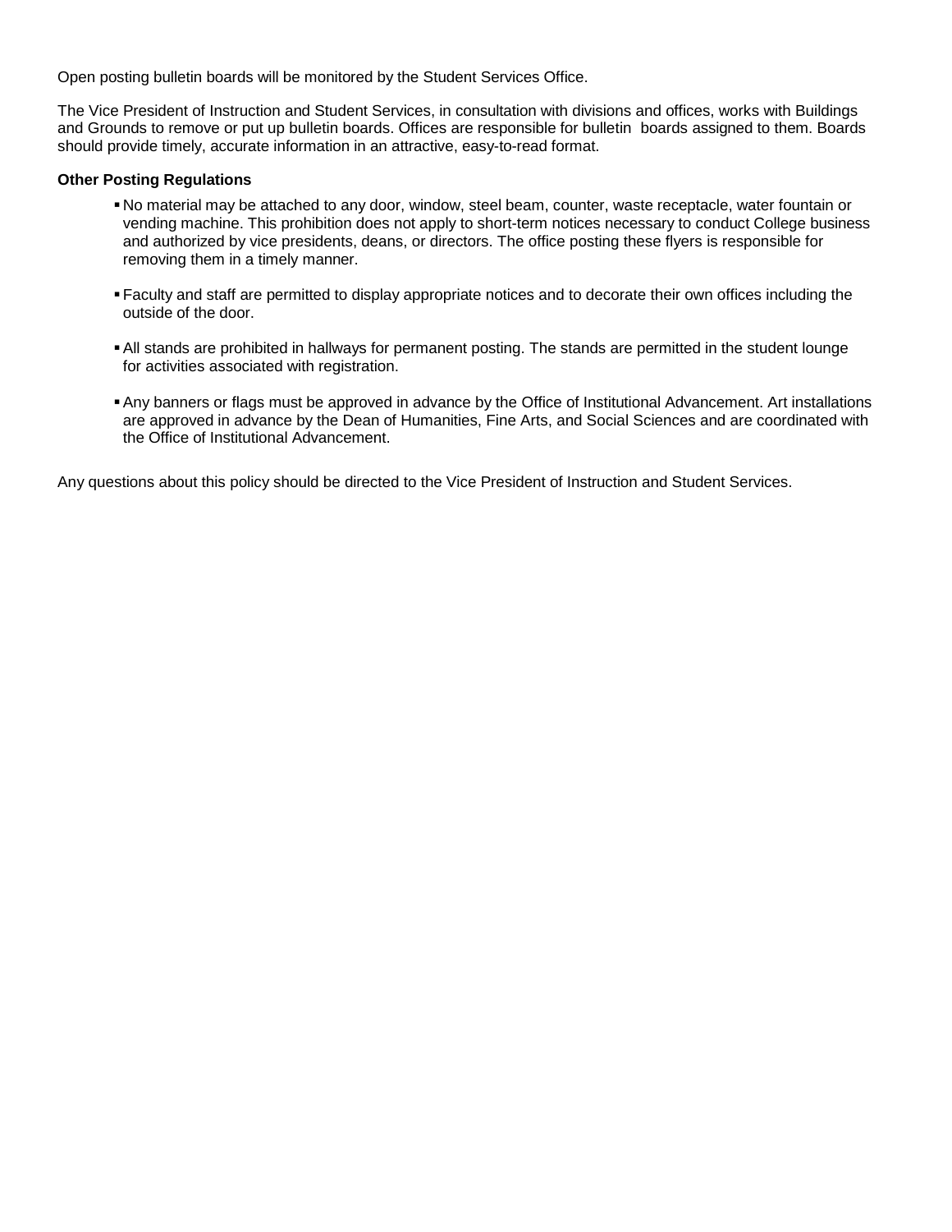Open posting bulletin boards will be monitored by the Student Services Office.

The Vice President of Instruction and Student Services, in consultation with divisions and offices, works with Buildings and Grounds to remove or put up bulletin boards. Offices are responsible for bulletin boards assigned to them. Boards should provide timely, accurate information in an attractive, easy-to-read format.

**Other Posting Regulations**

- No material may be attached to any door, window, steel beam, counter, waste receptacle, water fountain or vending machine. This prohibition does not apply to short-term notices necessary to conduct College business and authorized by vice presidents, deans, or directors. The office posting these flyers is responsible for removing them in a timely manner.
- Faculty and staff are permitted to display appropriate notices and to decorate their own offices including the outside of the door.
- All stands are prohibited in hallways for permanent posting. The stands are permitted in the student lounge for activities associated with registration.
- Any banners or flags must be approved in advance by the Office of Institutional Advancement. Art installations are approved in advance by the Dean of Humanities, Fine Arts, and Social Sciences and are coordinated with the Office of Institutional Advancement.

Any questions about this policy should be directed to the Vice President of Instruction and Student Services.